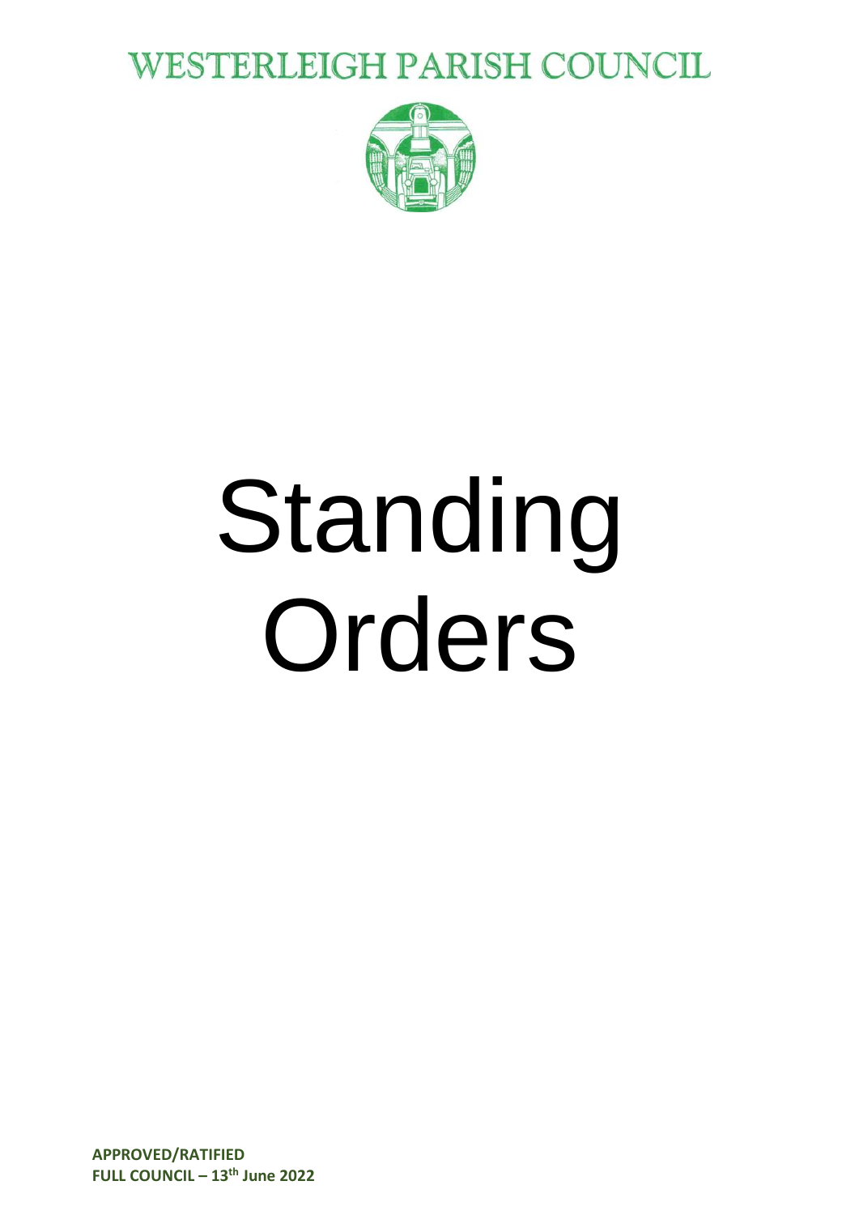# WESTERLEIGH PARISH COUNCIL

# Standing Orders

**APPROVED/RATIFIED**
**FULL COUNCIL – 13th June 2022**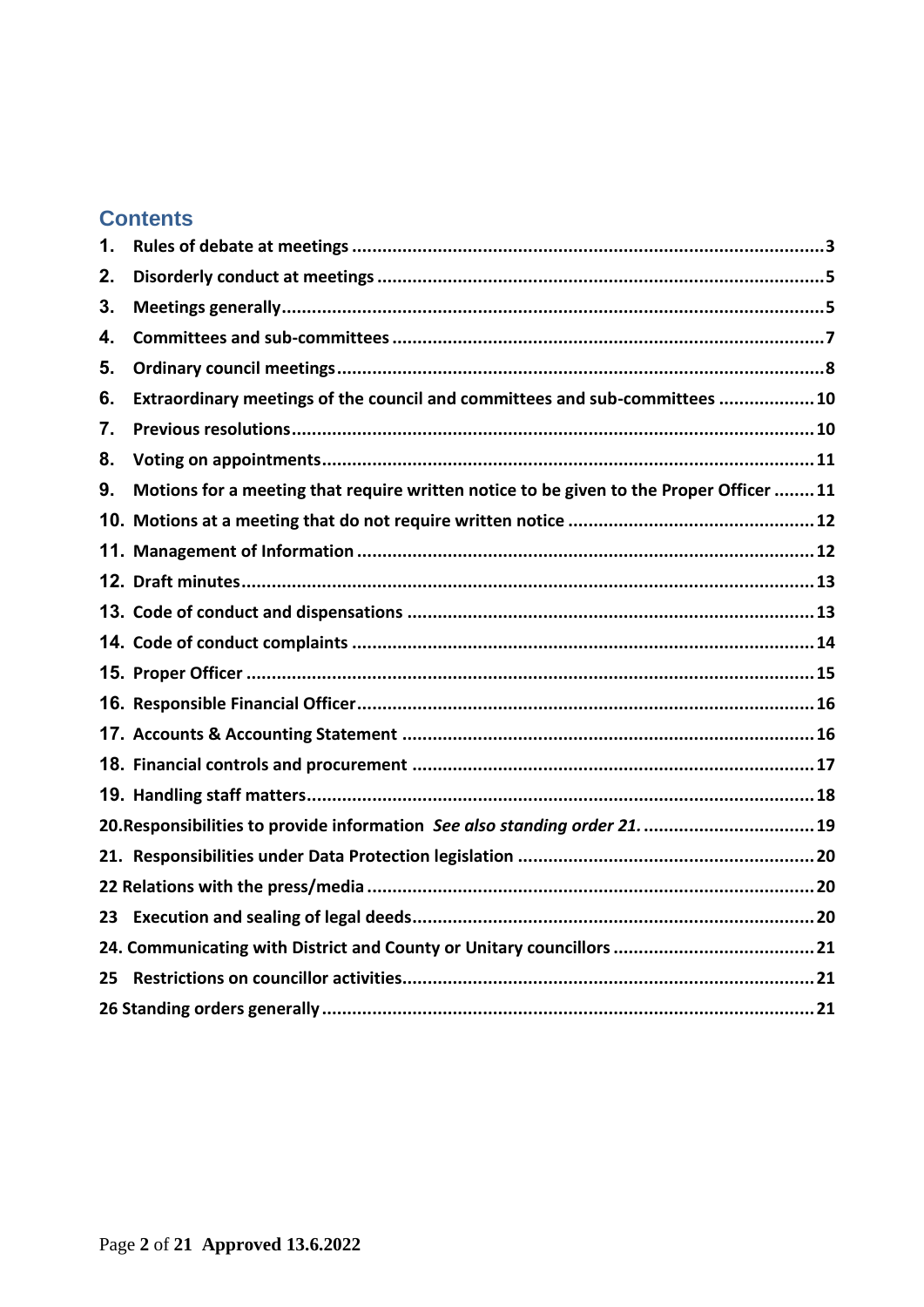## Contents

1. **Rules of debate at meetings** .......... 3
2. **Disorderly conduct at meetings** .......... 5
3. **Meetings generally** .......... 5
4. **Committees and sub-committees** .......... 7
5. **Ordinary council meetings** .......... 8
6. **Extraordinary meetings of the council and committees and sub-committees** .......... 10
7. **Previous resolutions** .......... 10
8. **Voting on appointments** .......... 11
9. **Motions for a meeting that require written notice to be given to the Proper Officer** .......... 11
10. **Motions at a meeting that do not require written notice** .......... 12
11. **Management of Information** .......... 12
12. **Draft minutes** .......... 13
13. **Code of conduct and dispensations** .......... 13
14. **Code of conduct complaints** .......... 14
15. **Proper Officer** .......... 15
16. **Responsible Financial Officer** .......... 16
17. **Accounts & Accounting Statement** .......... 16
18. **Financial controls and procurement** .......... 17
19. **Handling staff matters** .......... 18

**20.Responsibilities to provide information** ***See also standing order 21.*** .......... 19

**21. Responsibilities under Data Protection legislation** .......... 20

**22 Relations with the press/media** .......... 20

**23 Execution and sealing of legal deeds** .......... 20

**24. Communicating with District and County or Unitary councillors** .......... 21

**25 Restrictions on councillor activities** .......... 21

**26 Standing orders generally** .......... 21

**Approved 13.6.2022**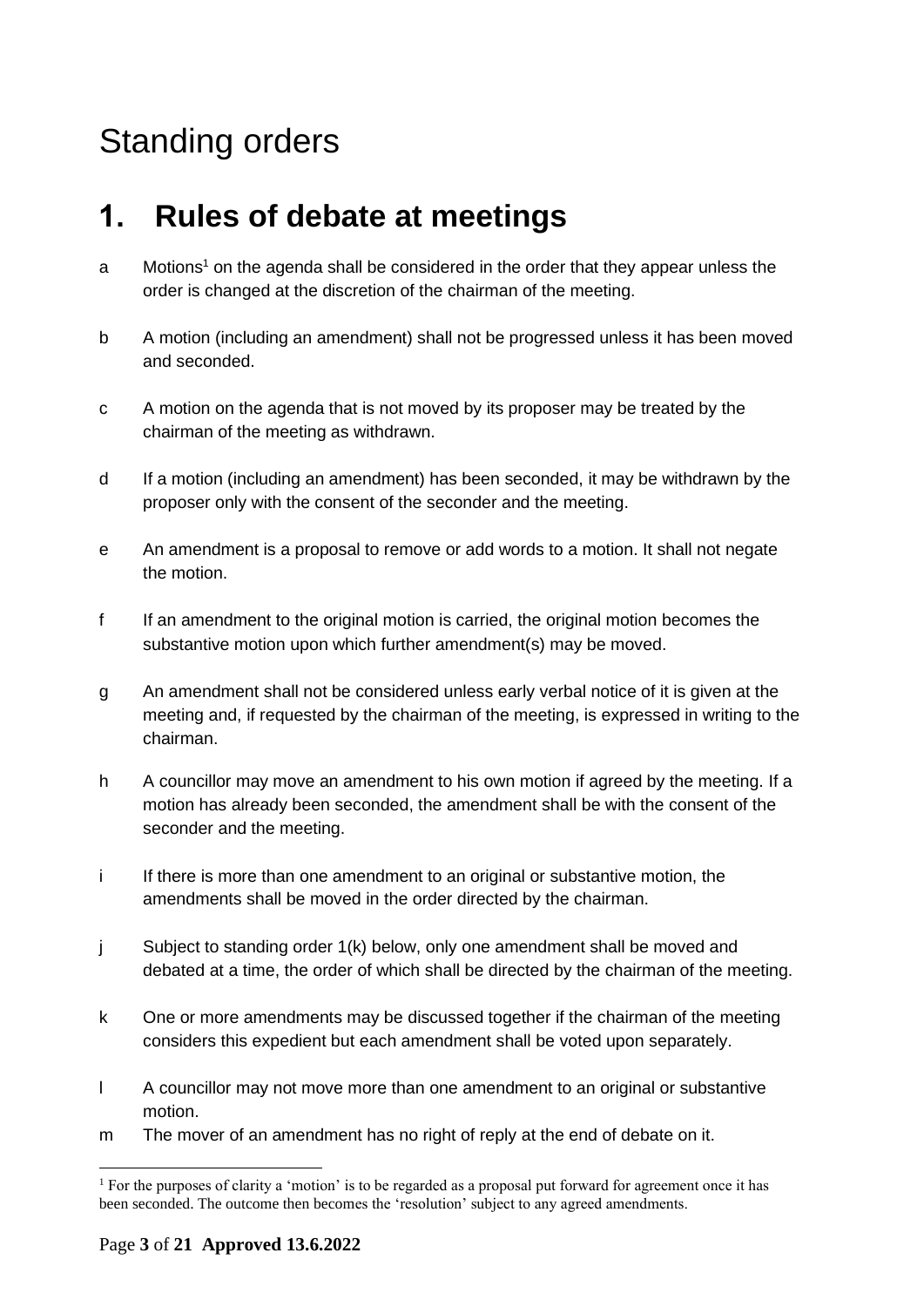# Standing orders

## 1. Rules of debate at meetings

a Motions[1] on the agenda shall be considered in the order that they appear unless the order is changed at the discretion of the chairman of the meeting.

b A motion (including an amendment) shall not be progressed unless it has been moved and seconded.

c A motion on the agenda that is not moved by its proposer may be treated by the chairman of the meeting as withdrawn.

d If a motion (including an amendment) has been seconded, it may be withdrawn by the proposer only with the consent of the seconder and the meeting.

e An amendment is a proposal to remove or add words to a motion. It shall not negate the motion.

f If an amendment to the original motion is carried, the original motion becomes the substantive motion upon which further amendment(s) may be moved.

g An amendment shall not be considered unless early verbal notice of it is given at the meeting and, if requested by the chairman of the meeting, is expressed in writing to the chairman.

h A councillor may move an amendment to his own motion if agreed by the meeting. If a motion has already been seconded, the amendment shall be with the consent of the seconder and the meeting.

i If there is more than one amendment to an original or substantive motion, the amendments shall be moved in the order directed by the chairman.

j Subject to standing order 1(k) below, only one amendment shall be moved and debated at a time, the order of which shall be directed by the chairman of the meeting.

k One or more amendments may be discussed together if the chairman of the meeting considers this expedient but each amendment shall be voted upon separately.

l A councillor may not move more than one amendment to an original or substantive motion.

m The mover of an amendment has no right of reply at the end of debate on it.

---

[1] For the purposes of clarity a 'motion' is to be regarded as a proposal put forward for agreement once it has been seconded. The outcome then becomes the 'resolution' subject to any agreed amendments.

Approved 13.6.2022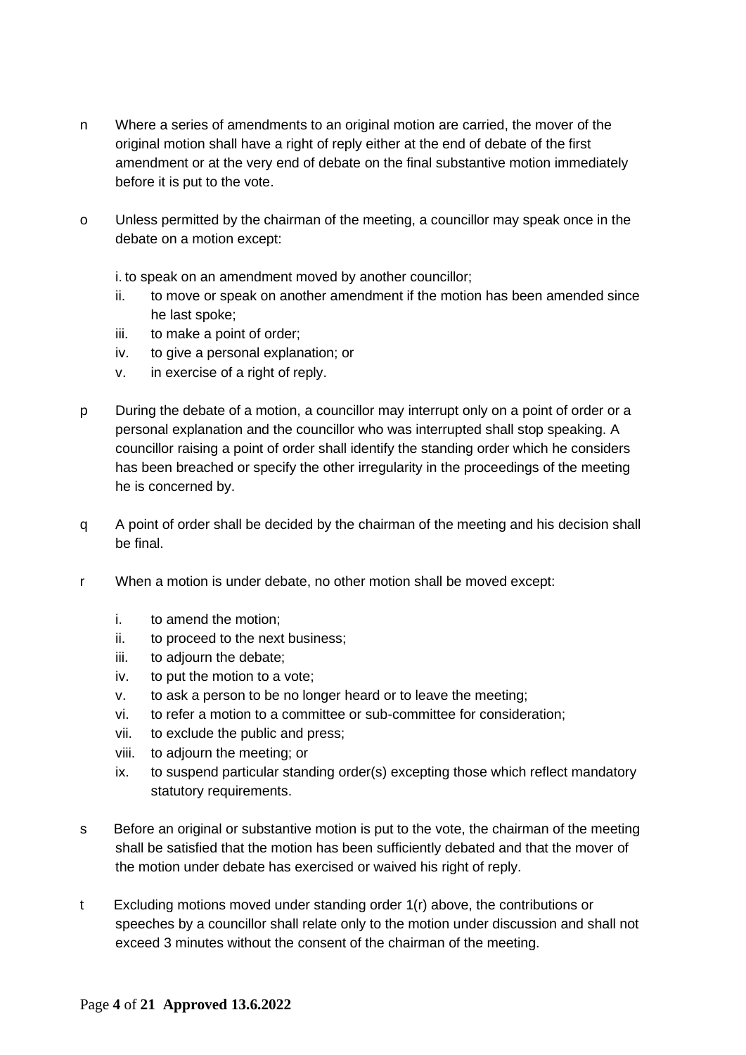n Where a series of amendments to an original motion are carried, the mover of the original motion shall have a right of reply either at the end of debate of the first amendment or at the very end of debate on the final substantive motion immediately before it is put to the vote.

o Unless permitted by the chairman of the meeting, a councillor may speak once in the debate on a motion except:

i. to speak on an amendment moved by another councillor;
ii. to move or speak on another amendment if the motion has been amended since he last spoke;
iii. to make a point of order;
iv. to give a personal explanation; or
v. in exercise of a right of reply.

p During the debate of a motion, a councillor may interrupt only on a point of order or a personal explanation and the councillor who was interrupted shall stop speaking. A councillor raising a point of order shall identify the standing order which he considers has been breached or specify the other irregularity in the proceedings of the meeting he is concerned by.

q A point of order shall be decided by the chairman of the meeting and his decision shall be final.

r When a motion is under debate, no other motion shall be moved except:

i. to amend the motion;
ii. to proceed to the next business;
iii. to adjourn the debate;
iv. to put the motion to a vote;
v. to ask a person to be no longer heard or to leave the meeting;
vi. to refer a motion to a committee or sub-committee for consideration;
vii. to exclude the public and press;
viii. to adjourn the meeting; or
ix. to suspend particular standing order(s) excepting those which reflect mandatory statutory requirements.

s Before an original or substantive motion is put to the vote, the chairman of the meeting shall be satisfied that the motion has been sufficiently debated and that the mover of the motion under debate has exercised or waived his right of reply.

t Excluding motions moved under standing order 1(r) above, the contributions or speeches by a councillor shall relate only to the motion under discussion and shall not exceed 3 minutes without the consent of the chairman of the meeting.

Approved 13.6.2022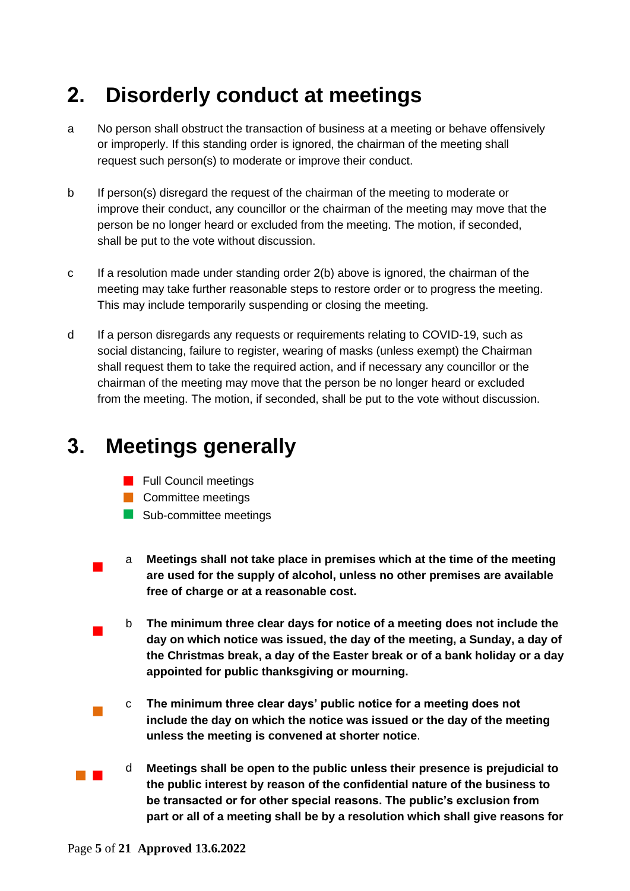## 2. Disorderly conduct at meetings

a No person shall obstruct the transaction of business at a meeting or behave offensively or improperly. If this standing order is ignored, the chairman of the meeting shall request such person(s) to moderate or improve their conduct.

b If person(s) disregard the request of the chairman of the meeting to moderate or improve their conduct, any councillor or the chairman of the meeting may move that the person be no longer heard or excluded from the meeting. The motion, if seconded, shall be put to the vote without discussion.

c If a resolution made under standing order 2(b) above is ignored, the chairman of the meeting may take further reasonable steps to restore order or to progress the meeting. This may include temporarily suspending or closing the meeting.

d If a person disregards any requests or requirements relating to COVID-19, such as social distancing, failure to register, wearing of masks (unless exempt) the Chairman shall request them to take the required action, and if necessary any councillor or the chairman of the meeting may move that the person be no longer heard or excluded from the meeting. The motion, if seconded, shall be put to the vote without discussion.

## 3. Meetings generally

- ■ Full Council meetings
- ■ Committee meetings
- ■ Sub-committee meetings

■ a **Meetings shall not take place in premises which at the time of the meeting are used for the supply of alcohol, unless no other premises are available free of charge or at a reasonable cost.**

■ b **The minimum three clear days for notice of a meeting does not include the day on which notice was issued, the day of the meeting, a Sunday, a day of the Christmas break, a day of the Easter break or of a bank holiday or a day appointed for public thanksgiving or mourning.**

■ c **The minimum three clear days' public notice for a meeting does not include the day on which the notice was issued or the day of the meeting unless the meeting is convened at shorter notice**.

■ ■ d **Meetings shall be open to the public unless their presence is prejudicial to the public interest by reason of the confidential nature of the business to be transacted or for other special reasons. The public's exclusion from part or all of a meeting shall be by a resolution which shall give reasons for**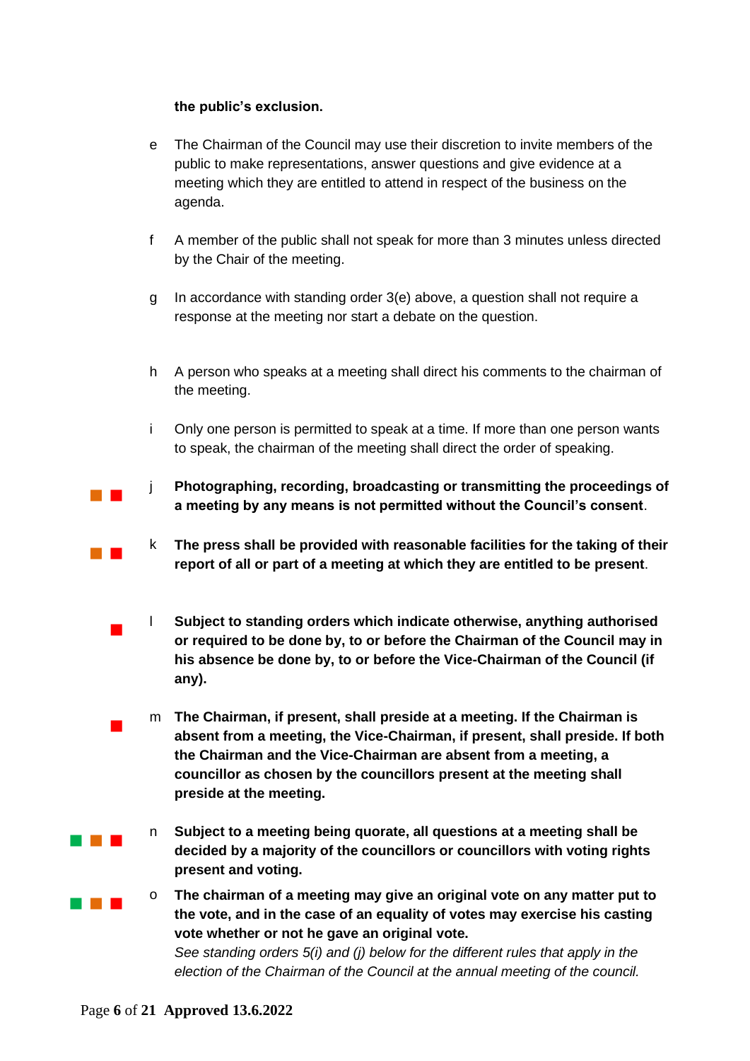**the public's exclusion.**

e The Chairman of the Council may use their discretion to invite members of the public to make representations, answer questions and give evidence at a meeting which they are entitled to attend in respect of the business on the agenda.

f A member of the public shall not speak for more than 3 minutes unless directed by the Chair of the meeting.

g In accordance with standing order 3(e) above, a question shall not require a response at the meeting nor start a debate on the question.

h A person who speaks at a meeting shall direct his comments to the chairman of the meeting.

i Only one person is permitted to speak at a time. If more than one person wants to speak, the chairman of the meeting shall direct the order of speaking.

j **Photographing, recording, broadcasting or transmitting the proceedings of a meeting by any means is not permitted without the Council's consent**.

k **The press shall be provided with reasonable facilities for the taking of their report of all or part of a meeting at which they are entitled to be present**.

l **Subject to standing orders which indicate otherwise, anything authorised or required to be done by, to or before the Chairman of the Council may in his absence be done by, to or before the Vice-Chairman of the Council (if any).**

m **The Chairman, if present, shall preside at a meeting. If the Chairman is absent from a meeting, the Vice-Chairman, if present, shall preside. If both the Chairman and the Vice-Chairman are absent from a meeting, a councillor as chosen by the councillors present at the meeting shall preside at the meeting.**

n **Subject to a meeting being quorate, all questions at a meeting shall be decided by a majority of the councillors or councillors with voting rights present and voting.**

o **The chairman of a meeting may give an original vote on any matter put to the vote, and in the case of an equality of votes may exercise his casting vote whether or not he gave an original vote.**
*See standing orders 5(i) and (j) below for the different rules that apply in the election of the Chairman of the Council at the annual meeting of the council.*

Approved 13.6.2022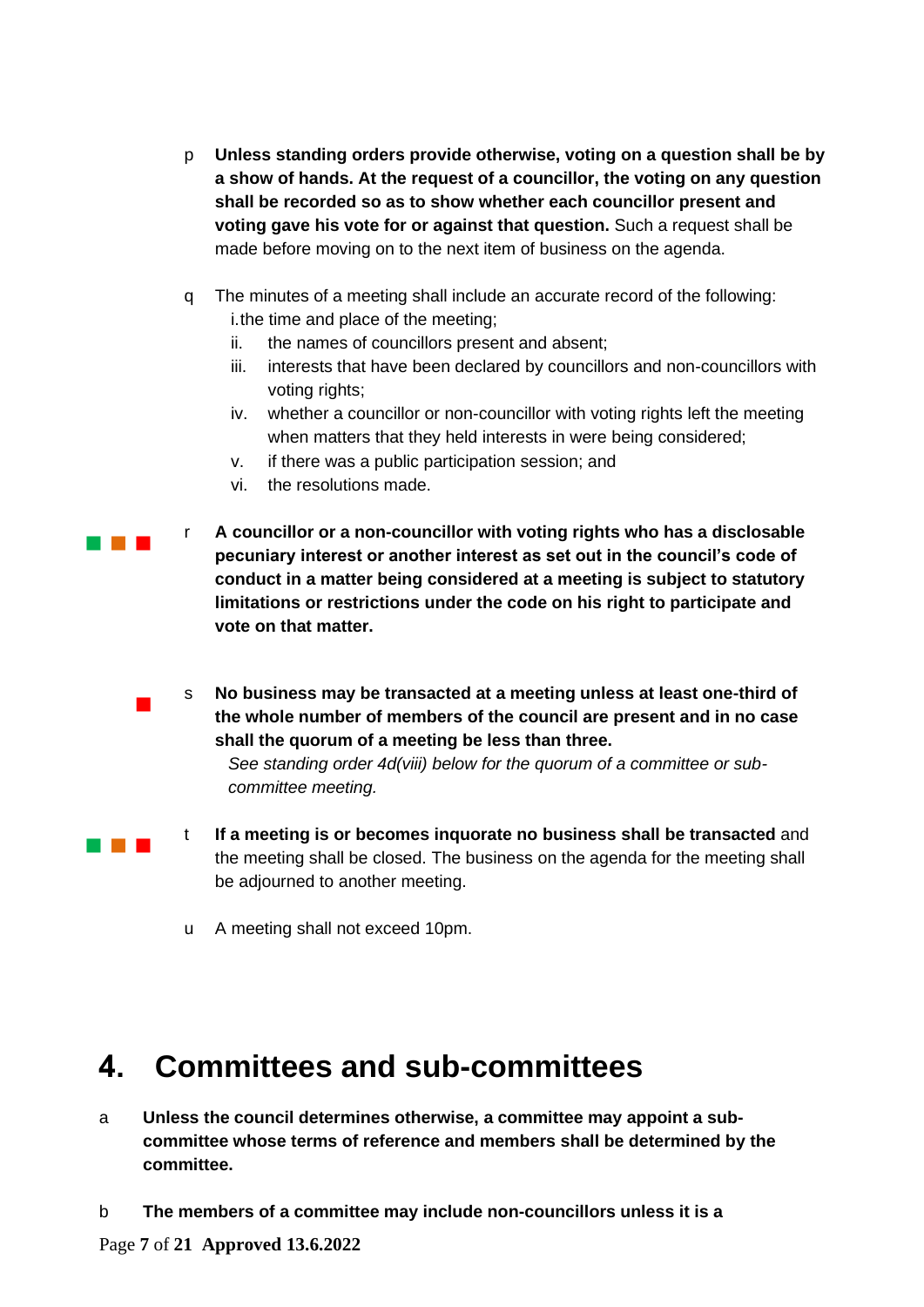p **Unless standing orders provide otherwise, voting on a question shall be by a show of hands. At the request of a councillor, the voting on any question shall be recorded so as to show whether each councillor present and voting gave his vote for or against that question.** Such a request shall be made before moving on to the next item of business on the agenda.

q The minutes of a meeting shall include an accurate record of the following:

i. the time and place of the meeting;
ii. the names of councillors present and absent;
iii. interests that have been declared by councillors and non-councillors with voting rights;
iv. whether a councillor or non-councillor with voting rights left the meeting when matters that they held interests in were being considered;
v. if there was a public participation session; and
vi. the resolutions made.

r **A councillor or a non-councillor with voting rights who has a disclosable pecuniary interest or another interest as set out in the council's code of conduct in a matter being considered at a meeting is subject to statutory limitations or restrictions under the code on his right to participate and vote on that matter.**

s **No business may be transacted at a meeting unless at least one-third of the whole number of members of the council are present and in no case shall the quorum of a meeting be less than three.**

*See standing order 4d(viii) below for the quorum of a committee or sub-committee meeting.*

t **If a meeting is or becomes inquorate no business shall be transacted** and the meeting shall be closed. The business on the agenda for the meeting shall be adjourned to another meeting.

u A meeting shall not exceed 10pm.

# 4. Committees and sub-committees

a **Unless the council determines otherwise, a committee may appoint a sub-committee whose terms of reference and members shall be determined by the committee.**

b **The members of a committee may include non-councillors unless it is a**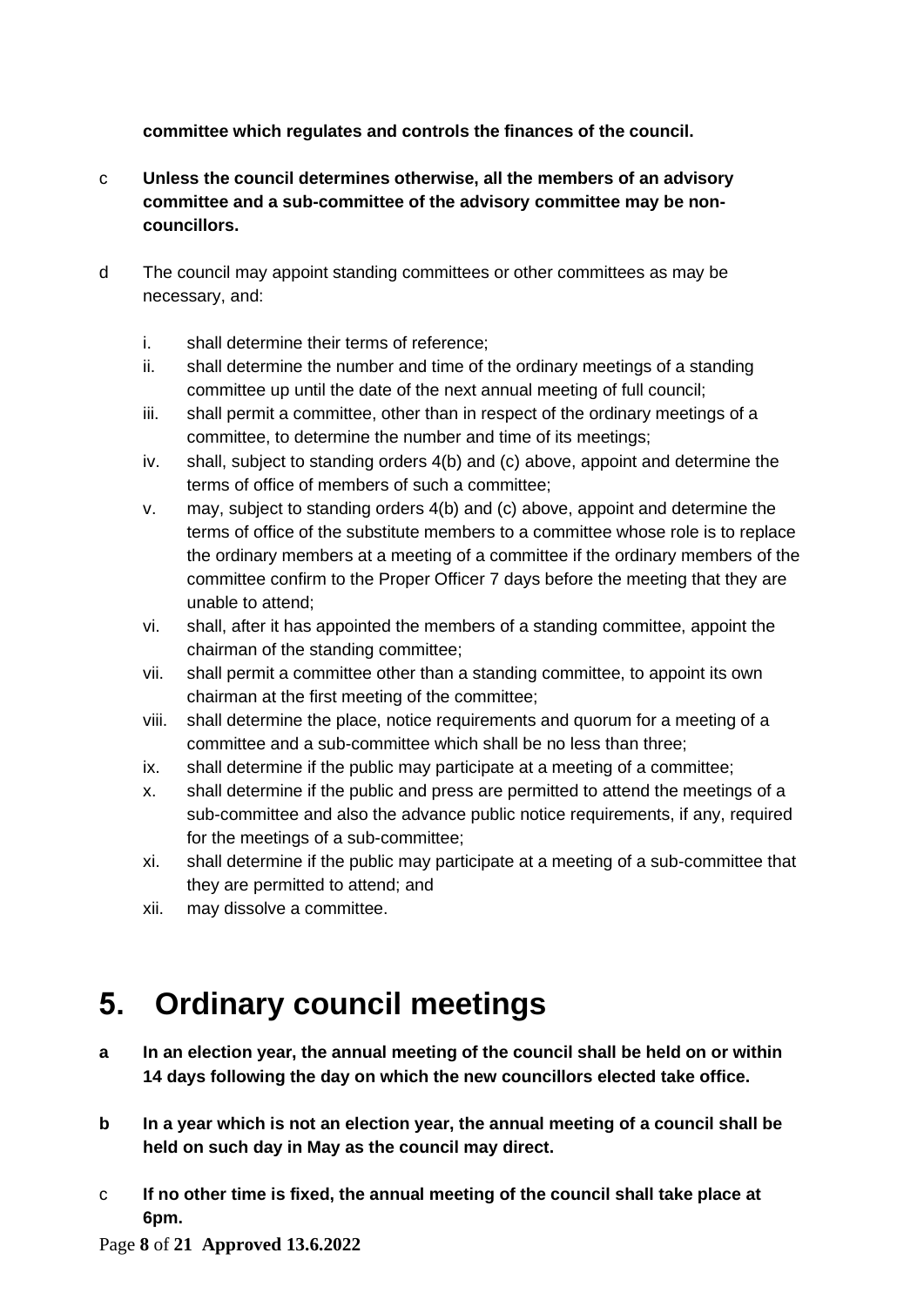**committee which regulates and controls the finances of the council.**

c **Unless the council determines otherwise, all the members of an advisory committee and a sub-committee of the advisory committee may be non-councillors.**

d The council may appoint standing committees or other committees as may be necessary, and:

i. shall determine their terms of reference;
ii. shall determine the number and time of the ordinary meetings of a standing committee up until the date of the next annual meeting of full council;
iii. shall permit a committee, other than in respect of the ordinary meetings of a committee, to determine the number and time of its meetings;
iv. shall, subject to standing orders 4(b) and (c) above, appoint and determine the terms of office of members of such a committee;
v. may, subject to standing orders 4(b) and (c) above, appoint and determine the terms of office of the substitute members to a committee whose role is to replace the ordinary members at a meeting of a committee if the ordinary members of the committee confirm to the Proper Officer 7 days before the meeting that they are unable to attend;
vi. shall, after it has appointed the members of a standing committee, appoint the chairman of the standing committee;
vii. shall permit a committee other than a standing committee, to appoint its own chairman at the first meeting of the committee;
viii. shall determine the place, notice requirements and quorum for a meeting of a committee and a sub-committee which shall be no less than three;
ix. shall determine if the public may participate at a meeting of a committee;
x. shall determine if the public and press are permitted to attend the meetings of a sub-committee and also the advance public notice requirements, if any, required for the meetings of a sub-committee;
xi. shall determine if the public may participate at a meeting of a sub-committee that they are permitted to attend; and
xii. may dissolve a committee.

# 5. Ordinary council meetings

**a In an election year, the annual meeting of the council shall be held on or within 14 days following the day on which the new councillors elected take office.**

**b In a year which is not an election year, the annual meeting of a council shall be held on such day in May as the council may direct.**

c **If no other time is fixed, the annual meeting of the council shall take place at 6pm.**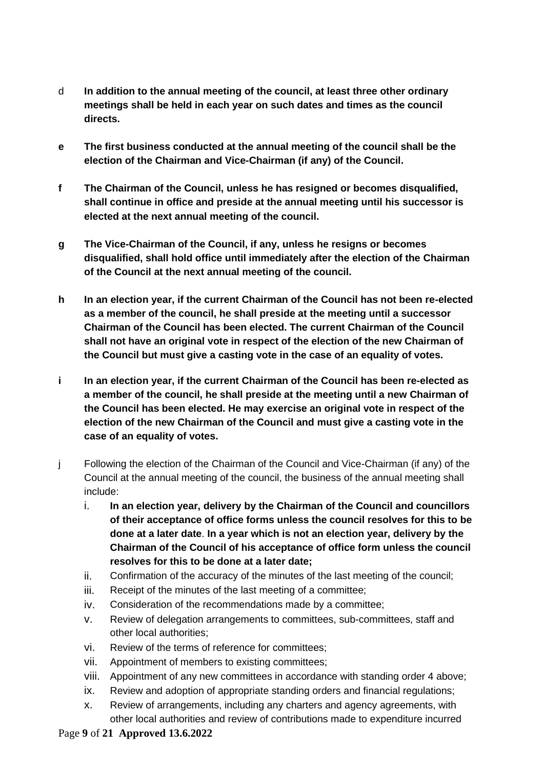d **In addition to the annual meeting of the council, at least three other ordinary meetings shall be held in each year on such dates and times as the council directs.**

**e The first business conducted at the annual meeting of the council shall be the election of the Chairman and Vice-Chairman (if any) of the Council.**

**f The Chairman of the Council, unless he has resigned or becomes disqualified, shall continue in office and preside at the annual meeting until his successor is elected at the next annual meeting of the council.**

**g The Vice-Chairman of the Council, if any, unless he resigns or becomes disqualified, shall hold office until immediately after the election of the Chairman of the Council at the next annual meeting of the council.**

**h In an election year, if the current Chairman of the Council has not been re-elected as a member of the council, he shall preside at the meeting until a successor Chairman of the Council has been elected. The current Chairman of the Council shall not have an original vote in respect of the election of the new Chairman of the Council but must give a casting vote in the case of an equality of votes.**

**i In an election year, if the current Chairman of the Council has been re-elected as a member of the council, he shall preside at the meeting until a new Chairman of the Council has been elected. He may exercise an original vote in respect of the election of the new Chairman of the Council and must give a casting vote in the case of an equality of votes.**

j Following the election of the Chairman of the Council and Vice-Chairman (if any) of the Council at the annual meeting of the council, the business of the annual meeting shall include:

i. **In an election year, delivery by the Chairman of the Council and councillors of their acceptance of office forms unless the council resolves for this to be done at a later date**. **In a year which is not an election year, delivery by the Chairman of the Council of his acceptance of office form unless the council resolves for this to be done at a later date;**
ii. Confirmation of the accuracy of the minutes of the last meeting of the council;
iii. Receipt of the minutes of the last meeting of a committee;
iv. Consideration of the recommendations made by a committee;
v. Review of delegation arrangements to committees, sub-committees, staff and other local authorities;
vi. Review of the terms of reference for committees;
vii. Appointment of members to existing committees;
viii. Appointment of any new committees in accordance with standing order 4 above;
ix. Review and adoption of appropriate standing orders and financial regulations;
x. Review of arrangements, including any charters and agency agreements, with other local authorities and review of contributions made to expenditure incurred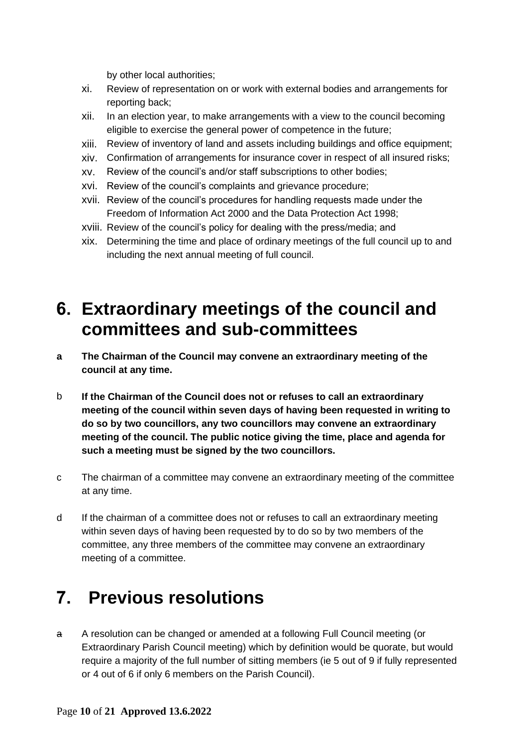by other local authorities;

xi. Review of representation on or work with external bodies and arrangements for reporting back;
xii. In an election year, to make arrangements with a view to the council becoming eligible to exercise the general power of competence in the future;
xiii. Review of inventory of land and assets including buildings and office equipment;
xiv. Confirmation of arrangements for insurance cover in respect of all insured risks;
xv. Review of the council's and/or staff subscriptions to other bodies;
xvi. Review of the council's complaints and grievance procedure;
xvii. Review of the council's procedures for handling requests made under the Freedom of Information Act 2000 and the Data Protection Act 1998;
xviii. Review of the council's policy for dealing with the press/media; and
xix. Determining the time and place of ordinary meetings of the full council up to and including the next annual meeting of full council.

# 6. Extraordinary meetings of the council and committees and sub-committees

**a The Chairman of the Council may convene an extraordinary meeting of the council at any time.**

b **If the Chairman of the Council does not or refuses to call an extraordinary meeting of the council within seven days of having been requested in writing to do so by two councillors, any two councillors may convene an extraordinary meeting of the council. The public notice giving the time, place and agenda for such a meeting must be signed by the two councillors.**

c The chairman of a committee may convene an extraordinary meeting of the committee at any time.

d If the chairman of a committee does not or refuses to call an extraordinary meeting within seven days of having been requested by to do so by two members of the committee, any three members of the committee may convene an extraordinary meeting of a committee.

# 7. Previous resolutions

~~a~~ A resolution can be changed or amended at a following Full Council meeting (or Extraordinary Parish Council meeting) which by definition would be quorate, but would require a majority of the full number of sitting members (ie 5 out of 9 if fully represented or 4 out of 6 if only 6 members on the Parish Council).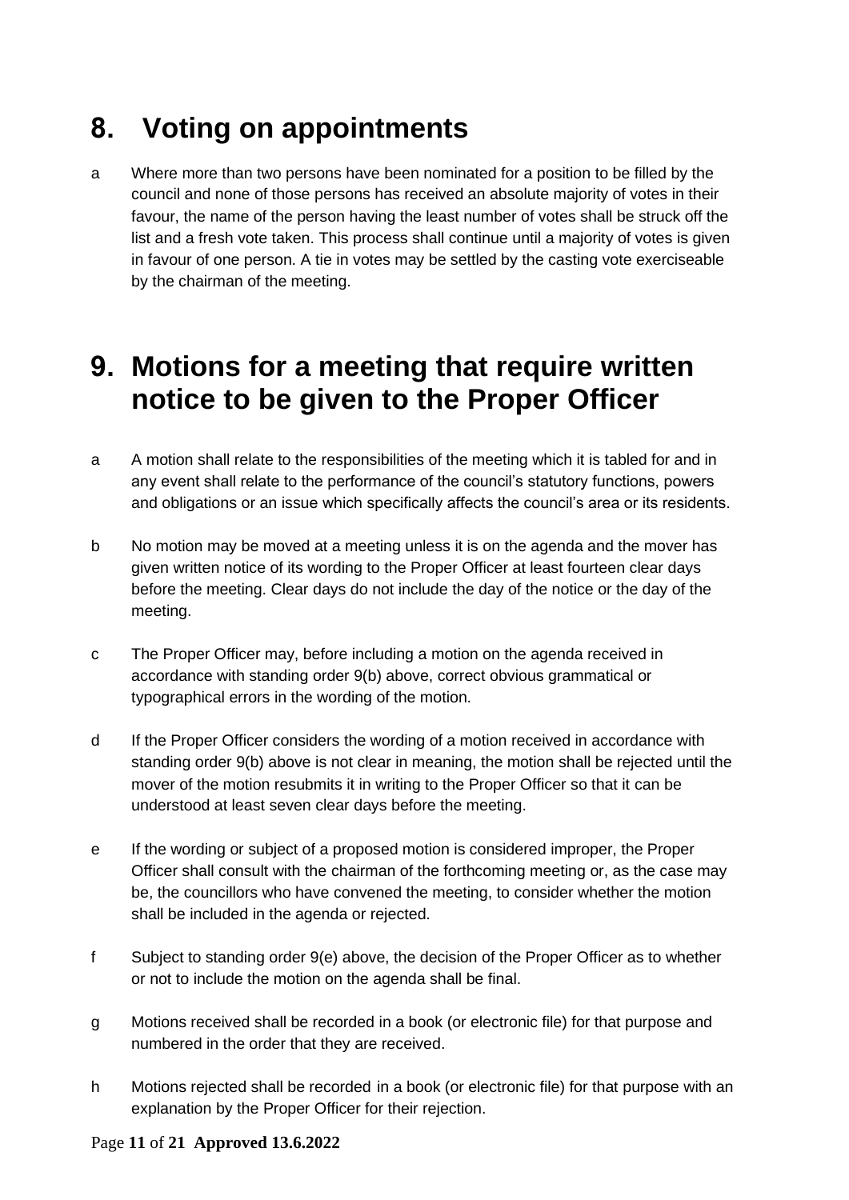# 8. Voting on appointments

a Where more than two persons have been nominated for a position to be filled by the council and none of those persons has received an absolute majority of votes in their favour, the name of the person having the least number of votes shall be struck off the list and a fresh vote taken. This process shall continue until a majority of votes is given in favour of one person. A tie in votes may be settled by the casting vote exerciseable by the chairman of the meeting.

# 9. Motions for a meeting that require written notice to be given to the Proper Officer

a A motion shall relate to the responsibilities of the meeting which it is tabled for and in any event shall relate to the performance of the council's statutory functions, powers and obligations or an issue which specifically affects the council's area or its residents.

b No motion may be moved at a meeting unless it is on the agenda and the mover has given written notice of its wording to the Proper Officer at least fourteen clear days before the meeting. Clear days do not include the day of the notice or the day of the meeting.

c The Proper Officer may, before including a motion on the agenda received in accordance with standing order 9(b) above, correct obvious grammatical or typographical errors in the wording of the motion.

d If the Proper Officer considers the wording of a motion received in accordance with standing order 9(b) above is not clear in meaning, the motion shall be rejected until the mover of the motion resubmits it in writing to the Proper Officer so that it can be understood at least seven clear days before the meeting.

e If the wording or subject of a proposed motion is considered improper, the Proper Officer shall consult with the chairman of the forthcoming meeting or, as the case may be, the councillors who have convened the meeting, to consider whether the motion shall be included in the agenda or rejected.

f Subject to standing order 9(e) above, the decision of the Proper Officer as to whether or not to include the motion on the agenda shall be final.

g Motions received shall be recorded in a book (or electronic file) for that purpose and numbered in the order that they are received.

h Motions rejected shall be recorded in a book (or electronic file) for that purpose with an explanation by the Proper Officer for their rejection.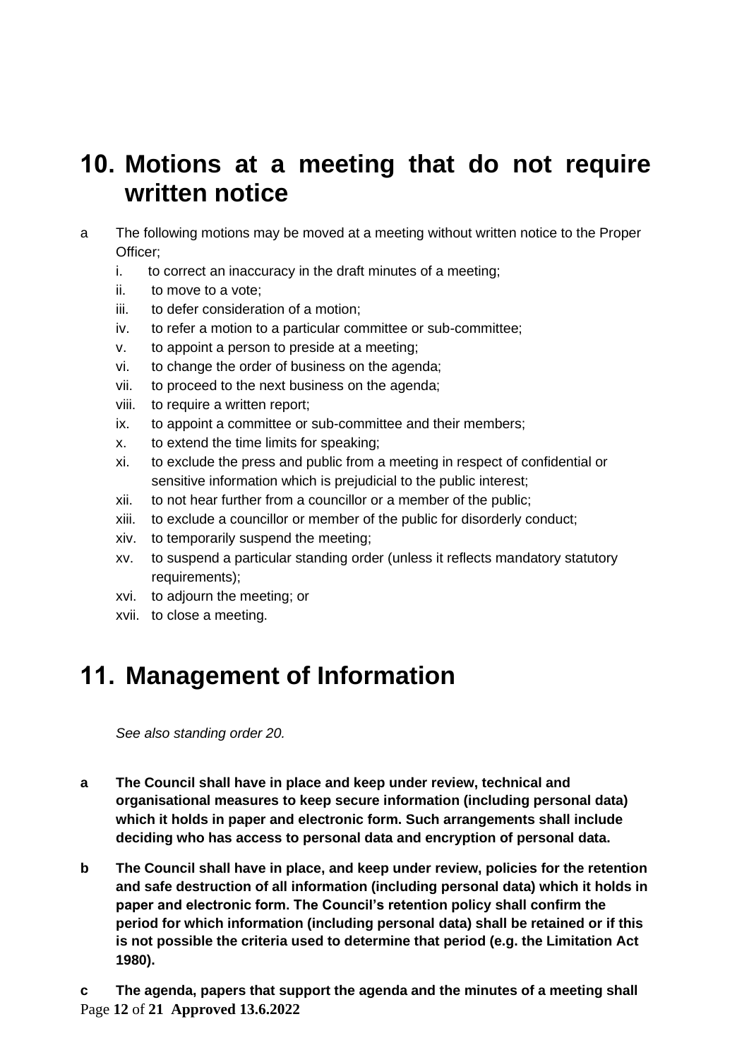# 10. Motions at a meeting that do not require written notice

a The following motions may be moved at a meeting without written notice to the Proper Officer;

i. to correct an inaccuracy in the draft minutes of a meeting;
ii. to move to a vote;
iii. to defer consideration of a motion;
iv. to refer a motion to a particular committee or sub-committee;
v. to appoint a person to preside at a meeting;
vi. to change the order of business on the agenda;
vii. to proceed to the next business on the agenda;
viii. to require a written report;
ix. to appoint a committee or sub-committee and their members;
x. to extend the time limits for speaking;
xi. to exclude the press and public from a meeting in respect of confidential or sensitive information which is prejudicial to the public interest;
xii. to not hear further from a councillor or a member of the public;
xiii. to exclude a councillor or member of the public for disorderly conduct;
xiv. to temporarily suspend the meeting;
xv. to suspend a particular standing order (unless it reflects mandatory statutory requirements);
xvi. to adjourn the meeting; or
xvii. to close a meeting.

# 11. Management of Information

*See also standing order 20.*

**a The Council shall have in place and keep under review, technical and organisational measures to keep secure information (including personal data) which it holds in paper and electronic form. Such arrangements shall include deciding who has access to personal data and encryption of personal data.**

**b The Council shall have in place, and keep under review, policies for the retention and safe destruction of all information (including personal data) which it holds in paper and electronic form. The Council's retention policy shall confirm the period for which information (including personal data) shall be retained or if this is not possible the criteria used to determine that period (e.g. the Limitation Act 1980).**

**c The agenda, papers that support the agenda and the minutes of a meeting shall**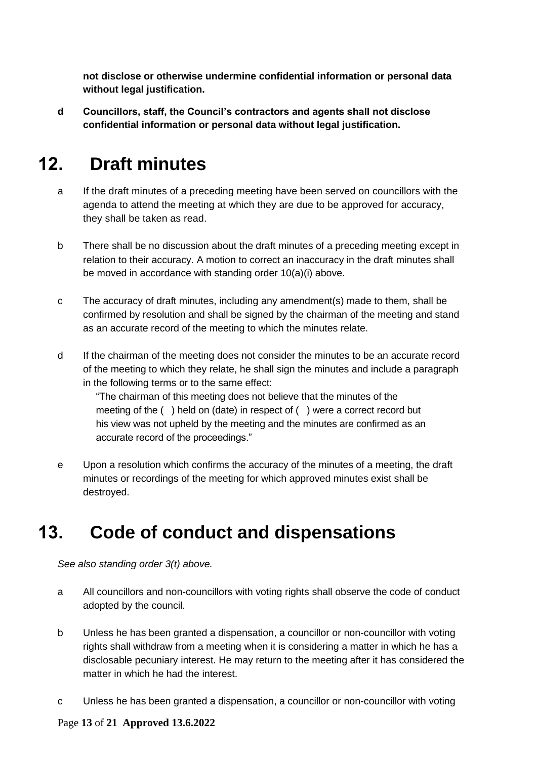**not disclose or otherwise undermine confidential information or personal data without legal justification.**

**d Councillors, staff, the Council's contractors and agents shall not disclose confidential information or personal data without legal justification.**

## 12. Draft minutes

a If the draft minutes of a preceding meeting have been served on councillors with the agenda to attend the meeting at which they are due to be approved for accuracy, they shall be taken as read.

b There shall be no discussion about the draft minutes of a preceding meeting except in relation to their accuracy. A motion to correct an inaccuracy in the draft minutes shall be moved in accordance with standing order 10(a)(i) above.

c The accuracy of draft minutes, including any amendment(s) made to them, shall be confirmed by resolution and shall be signed by the chairman of the meeting and stand as an accurate record of the meeting to which the minutes relate.

d If the chairman of the meeting does not consider the minutes to be an accurate record of the meeting to which they relate, he shall sign the minutes and include a paragraph in the following terms or to the same effect:

"The chairman of this meeting does not believe that the minutes of the meeting of the ( ) held on (date) in respect of ( ) were a correct record but his view was not upheld by the meeting and the minutes are confirmed as an accurate record of the proceedings."

e Upon a resolution which confirms the accuracy of the minutes of a meeting, the draft minutes or recordings of the meeting for which approved minutes exist shall be destroyed.

## 13. Code of conduct and dispensations

*See also standing order 3(t) above.*

a All councillors and non-councillors with voting rights shall observe the code of conduct adopted by the council.

b Unless he has been granted a dispensation, a councillor or non-councillor with voting rights shall withdraw from a meeting when it is considering a matter in which he has a disclosable pecuniary interest. He may return to the meeting after it has considered the matter in which he had the interest.

c Unless he has been granted a dispensation, a councillor or non-councillor with voting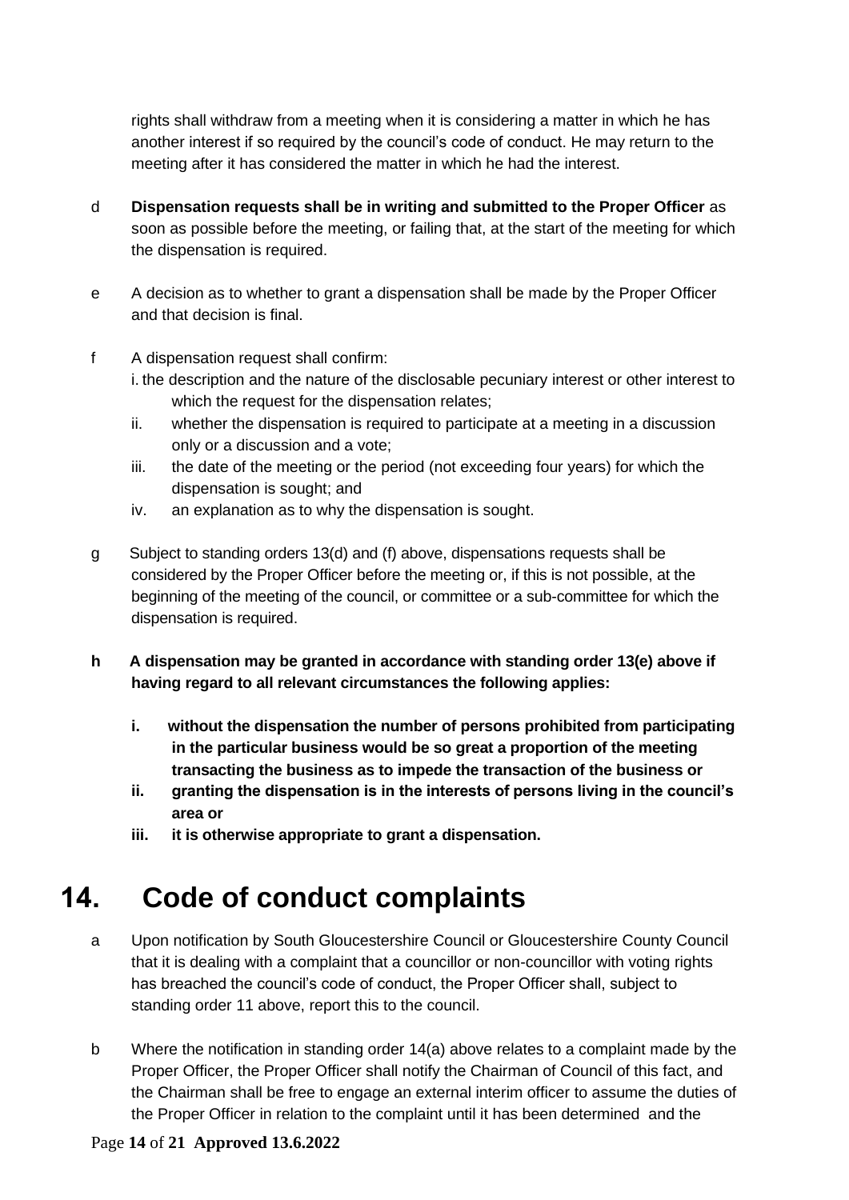rights shall withdraw from a meeting when it is considering a matter in which he has another interest if so required by the council's code of conduct. He may return to the meeting after it has considered the matter in which he had the interest.

d **Dispensation requests shall be in writing and submitted to the Proper Officer** as soon as possible before the meeting, or failing that, at the start of the meeting for which the dispensation is required.

e A decision as to whether to grant a dispensation shall be made by the Proper Officer and that decision is final.

f A dispensation request shall confirm:

i. the description and the nature of the disclosable pecuniary interest or other interest to which the request for the dispensation relates;

ii. whether the dispensation is required to participate at a meeting in a discussion only or a discussion and a vote;

iii. the date of the meeting or the period (not exceeding four years) for which the dispensation is sought; and

iv. an explanation as to why the dispensation is sought.

g Subject to standing orders 13(d) and (f) above, dispensations requests shall be considered by the Proper Officer before the meeting or, if this is not possible, at the beginning of the meeting of the council, or committee or a sub-committee for which the dispensation is required.

**h A dispensation may be granted in accordance with standing order 13(e) above if having regard to all relevant circumstances the following applies:**

**i. without the dispensation the number of persons prohibited from participating in the particular business would be so great a proportion of the meeting transacting the business as to impede the transaction of the business or**

**ii. granting the dispensation is in the interests of persons living in the council's area or**

**iii. it is otherwise appropriate to grant a dispensation.**

# 14. Code of conduct complaints

a Upon notification by South Gloucestershire Council or Gloucestershire County Council that it is dealing with a complaint that a councillor or non-councillor with voting rights has breached the council's code of conduct, the Proper Officer shall, subject to standing order 11 above, report this to the council.

b Where the notification in standing order 14(a) above relates to a complaint made by the Proper Officer, the Proper Officer shall notify the Chairman of Council of this fact, and the Chairman shall be free to engage an external interim officer to assume the duties of the Proper Officer in relation to the complaint until it has been determined and the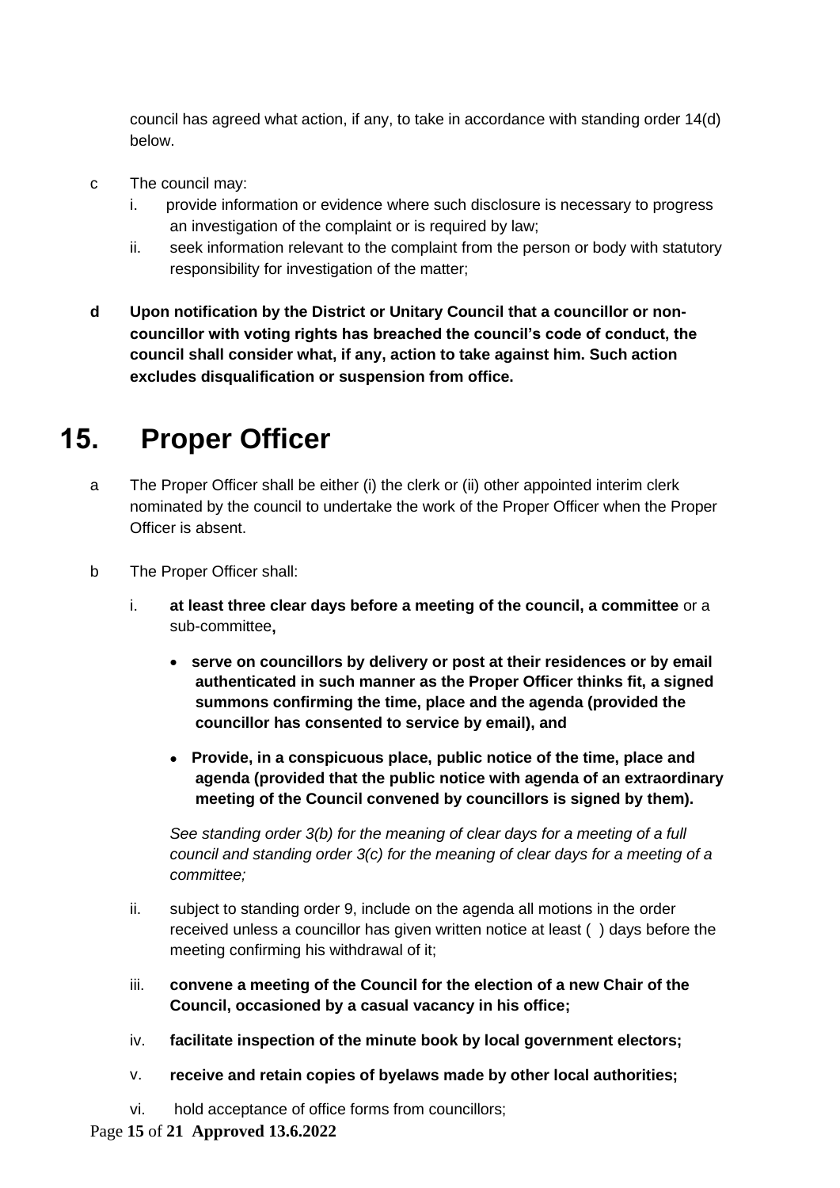council has agreed what action, if any, to take in accordance with standing order 14(d) below.

c The council may:

   i. provide information or evidence where such disclosure is necessary to progress an investigation of the complaint or is required by law;
   ii. seek information relevant to the complaint from the person or body with statutory responsibility for investigation of the matter;

**d Upon notification by the District or Unitary Council that a councillor or non-councillor with voting rights has breached the council's code of conduct, the council shall consider what, if any, action to take against him. Such action excludes disqualification or suspension from office.**

# 15. Proper Officer

a The Proper Officer shall be either (i) the clerk or (ii) other appointed interim clerk nominated by the council to undertake the work of the Proper Officer when the Proper Officer is absent.

b The Proper Officer shall:

   i. **at least three clear days before a meeting of the council, a committee** or a sub-committee**,**

      - **serve on councillors by delivery or post at their residences or by email authenticated in such manner as the Proper Officer thinks fit, a signed summons confirming the time, place and the agenda (provided the councillor has consented to service by email), and**
      - **Provide, in a conspicuous place, public notice of the time, place and agenda (provided that the public notice with agenda of an extraordinary meeting of the Council convened by councillors is signed by them).**

      *See standing order 3(b) for the meaning of clear days for a meeting of a full council and standing order 3(c) for the meaning of clear days for a meeting of a committee;*

   ii. subject to standing order 9, include on the agenda all motions in the order received unless a councillor has given written notice at least ( ) days before the meeting confirming his withdrawal of it;

   iii. **convene a meeting of the Council for the election of a new Chair of the Council, occasioned by a casual vacancy in his office;**

   iv. **facilitate inspection of the minute book by local government electors;**

   v. **receive and retain copies of byelaws made by other local authorities;**

   vi. hold acceptance of office forms from councillors;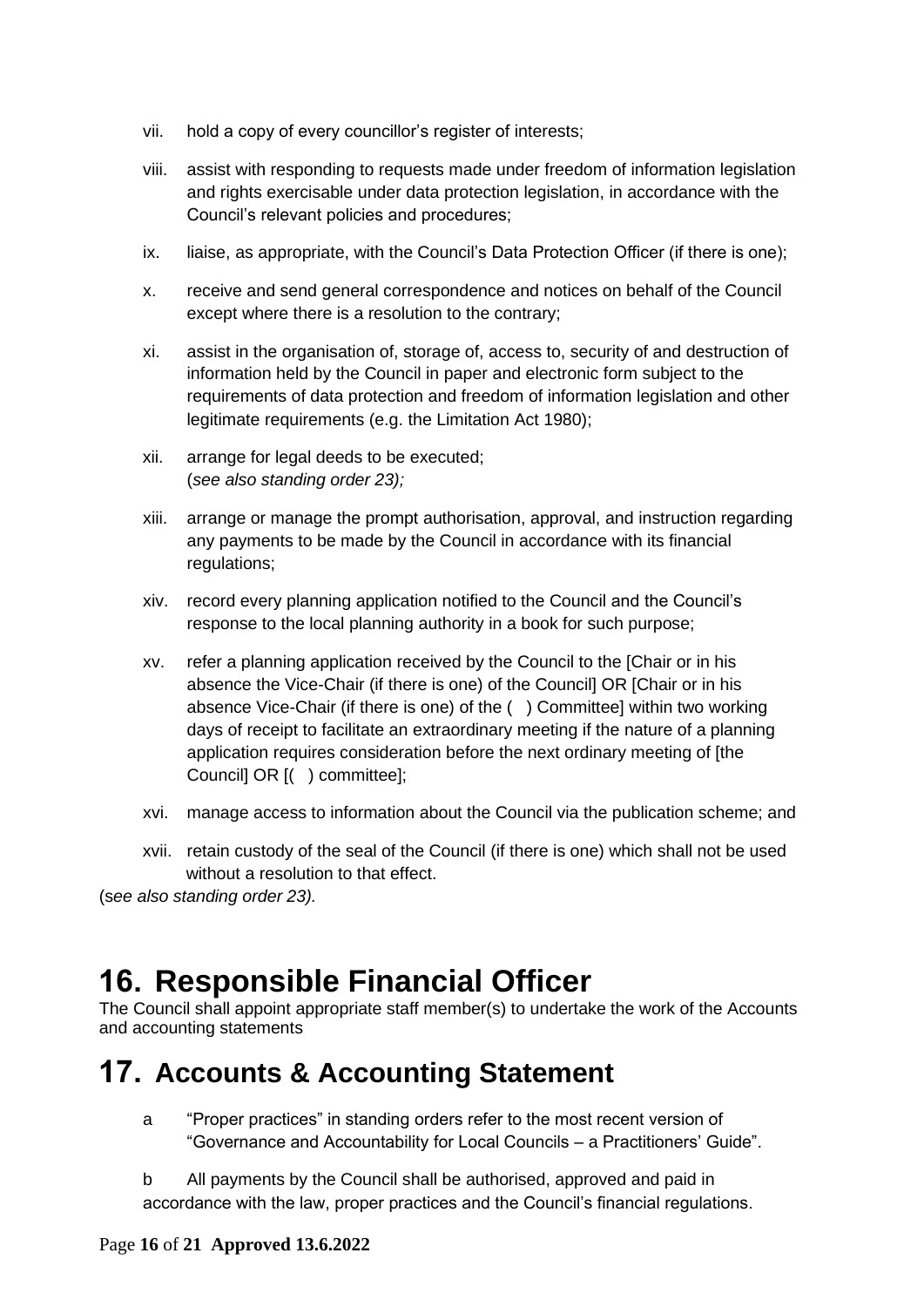vii. hold a copy of every councillor's register of interests;

viii. assist with responding to requests made under freedom of information legislation and rights exercisable under data protection legislation, in accordance with the Council's relevant policies and procedures;

ix. liaise, as appropriate, with the Council's Data Protection Officer (if there is one);

x. receive and send general correspondence and notices on behalf of the Council except where there is a resolution to the contrary;

xi. assist in the organisation of, storage of, access to, security of and destruction of information held by the Council in paper and electronic form subject to the requirements of data protection and freedom of information legislation and other legitimate requirements (e.g. the Limitation Act 1980);

xii. arrange for legal deeds to be executed;
(*see also standing order 23);*

xiii. arrange or manage the prompt authorisation, approval, and instruction regarding any payments to be made by the Council in accordance with its financial regulations;

xiv. record every planning application notified to the Council and the Council's response to the local planning authority in a book for such purpose;

xv. refer a planning application received by the Council to the [Chair or in his absence the Vice-Chair (if there is one) of the Council] OR [Chair or in his absence Vice-Chair (if there is one) of the ( ) Committee] within two working days of receipt to facilitate an extraordinary meeting if the nature of a planning application requires consideration before the next ordinary meeting of [the Council] OR [( ) committee];

xvi. manage access to information about the Council via the publication scheme; and

xvii. retain custody of the seal of the Council (if there is one) which shall not be used without a resolution to that effect.

(*see also standing order 23).*

# 16. Responsible Financial Officer

The Council shall appoint appropriate staff member(s) to undertake the work of the Accounts and accounting statements

# 17. Accounts & Accounting Statement

a "Proper practices" in standing orders refer to the most recent version of "Governance and Accountability for Local Councils – a Practitioners' Guide".

b All payments by the Council shall be authorised, approved and paid in accordance with the law, proper practices and the Council's financial regulations.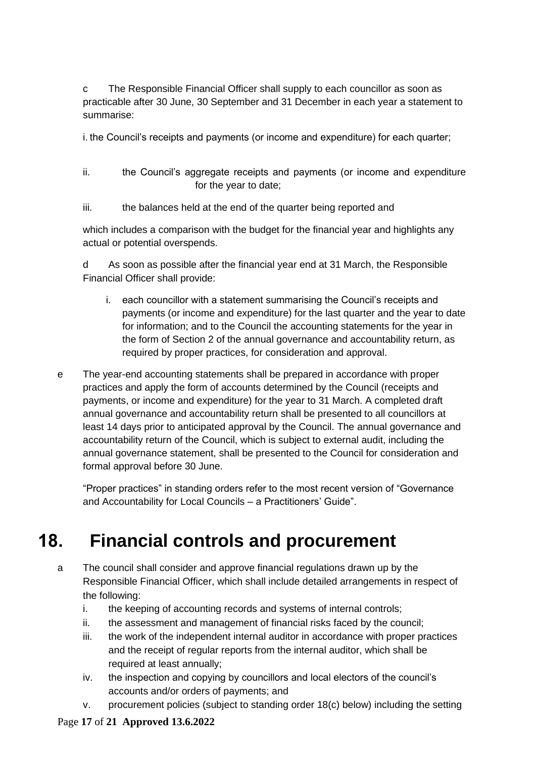c The Responsible Financial Officer shall supply to each councillor as soon as practicable after 30 June, 30 September and 31 December in each year a statement to summarise:

i. the Council's receipts and payments (or income and expenditure) for each quarter;

ii. the Council's aggregate receipts and payments (or income and expenditure for the year to date;

iii. the balances held at the end of the quarter being reported and

which includes a comparison with the budget for the financial year and highlights any actual or potential overspends.

d As soon as possible after the financial year end at 31 March, the Responsible Financial Officer shall provide:

i. each councillor with a statement summarising the Council's receipts and payments (or income and expenditure) for the last quarter and the year to date for information; and to the Council the accounting statements for the year in the form of Section 2 of the annual governance and accountability return, as required by proper practices, for consideration and approval.

e The year-end accounting statements shall be prepared in accordance with proper practices and apply the form of accounts determined by the Council (receipts and payments, or income and expenditure) for the year to 31 March. A completed draft annual governance and accountability return shall be presented to all councillors at least 14 days prior to anticipated approval by the Council. The annual governance and accountability return of the Council, which is subject to external audit, including the annual governance statement, shall be presented to the Council for consideration and formal approval before 30 June.

"Proper practices" in standing orders refer to the most recent version of "Governance and Accountability for Local Councils – a Practitioners' Guide".

# 18. Financial controls and procurement

a The council shall consider and approve financial regulations drawn up by the Responsible Financial Officer, which shall include detailed arrangements in respect of the following:

i. the keeping of accounting records and systems of internal controls;
ii. the assessment and management of financial risks faced by the council;
iii. the work of the independent internal auditor in accordance with proper practices and the receipt of regular reports from the internal auditor, which shall be required at least annually;
iv. the inspection and copying by councillors and local electors of the council's accounts and/or orders of payments; and
v. procurement policies (subject to standing order 18(c) below) including the setting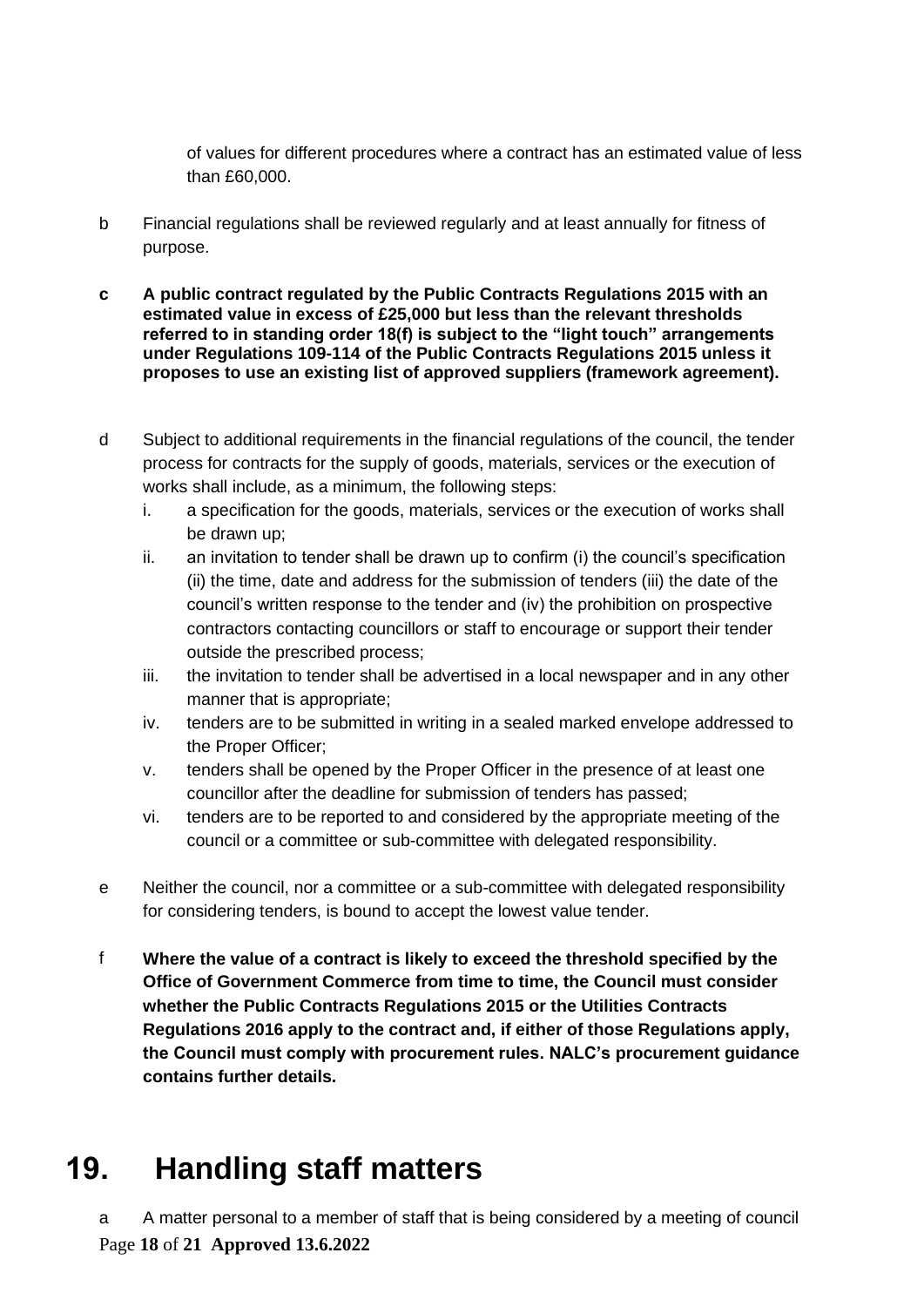of values for different procedures where a contract has an estimated value of less than £60,000.

b Financial regulations shall be reviewed regularly and at least annually for fitness of purpose.

**c A public contract regulated by the Public Contracts Regulations 2015 with an estimated value in excess of £25,000 but less than the relevant thresholds referred to in standing order 18(f) is subject to the "light touch" arrangements under Regulations 109-114 of the Public Contracts Regulations 2015 unless it proposes to use an existing list of approved suppliers (framework agreement).**

d Subject to additional requirements in the financial regulations of the council, the tender process for contracts for the supply of goods, materials, services or the execution of works shall include, as a minimum, the following steps:

i. a specification for the goods, materials, services or the execution of works shall be drawn up;
ii. an invitation to tender shall be drawn up to confirm (i) the council's specification (ii) the time, date and address for the submission of tenders (iii) the date of the council's written response to the tender and (iv) the prohibition on prospective contractors contacting councillors or staff to encourage or support their tender outside the prescribed process;
iii. the invitation to tender shall be advertised in a local newspaper and in any other manner that is appropriate;
iv. tenders are to be submitted in writing in a sealed marked envelope addressed to the Proper Officer;
v. tenders shall be opened by the Proper Officer in the presence of at least one councillor after the deadline for submission of tenders has passed;
vi. tenders are to be reported to and considered by the appropriate meeting of the council or a committee or sub-committee with delegated responsibility.

e Neither the council, nor a committee or a sub-committee with delegated responsibility for considering tenders, is bound to accept the lowest value tender.

**f Where the value of a contract is likely to exceed the threshold specified by the Office of Government Commerce from time to time, the Council must consider whether the Public Contracts Regulations 2015 or the Utilities Contracts Regulations 2016 apply to the contract and, if either of those Regulations apply, the Council must comply with procurement rules. NALC's procurement guidance contains further details.**

# 19. Handling staff matters

a A matter personal to a member of staff that is being considered by a meeting of council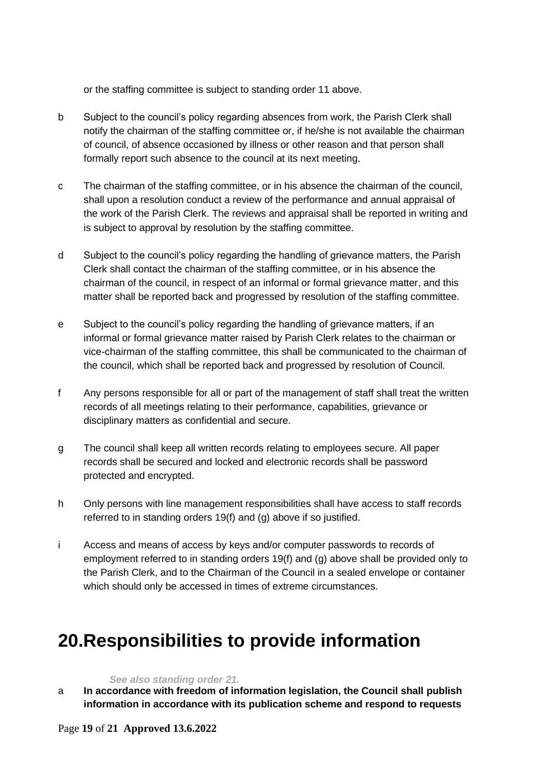or the staffing committee is subject to standing order 11 above.

b Subject to the council's policy regarding absences from work, the Parish Clerk shall notify the chairman of the staffing committee or, if he/she is not available the chairman of council, of absence occasioned by illness or other reason and that person shall formally report such absence to the council at its next meeting.

c The chairman of the staffing committee, or in his absence the chairman of the council, shall upon a resolution conduct a review of the performance and annual appraisal of the work of the Parish Clerk. The reviews and appraisal shall be reported in writing and is subject to approval by resolution by the staffing committee.

d Subject to the council's policy regarding the handling of grievance matters, the Parish Clerk shall contact the chairman of the staffing committee, or in his absence the chairman of the council, in respect of an informal or formal grievance matter, and this matter shall be reported back and progressed by resolution of the staffing committee.

e Subject to the council's policy regarding the handling of grievance matters, if an informal or formal grievance matter raised by Parish Clerk relates to the chairman or vice-chairman of the staffing committee, this shall be communicated to the chairman of the council, which shall be reported back and progressed by resolution of Council.

f Any persons responsible for all or part of the management of staff shall treat the written records of all meetings relating to their performance, capabilities, grievance or disciplinary matters as confidential and secure.

g The council shall keep all written records relating to employees secure. All paper records shall be secured and locked and electronic records shall be password protected and encrypted.

h Only persons with line management responsibilities shall have access to staff records referred to in standing orders 19(f) and (g) above if so justified.

i Access and means of access by keys and/or computer passwords to records of employment referred to in standing orders 19(f) and (g) above shall be provided only to the Parish Clerk, and to the Chairman of the Council in a sealed envelope or container which should only be accessed in times of extreme circumstances.

# 20.Responsibilities to provide information

***See also standing order 21.***

a **In accordance with freedom of information legislation, the Council shall publish information in accordance with its publication scheme and respond to requests**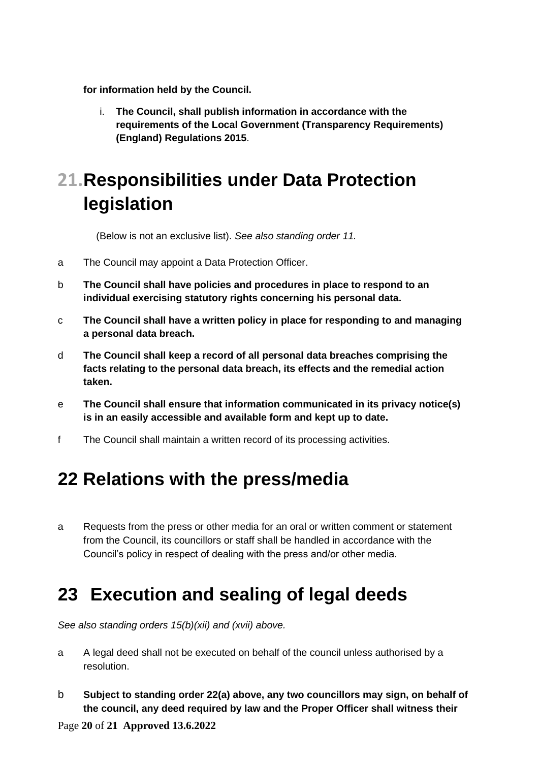**for information held by the Council.**

i. **The Council, shall publish information in accordance with the requirements of the Local Government (Transparency Requirements) (England) Regulations 2015**.

# 21. Responsibilities under Data Protection legislation

(Below is not an exclusive list). *See also standing order 11.*

a The Council may appoint a Data Protection Officer.

b **The Council shall have policies and procedures in place to respond to an individual exercising statutory rights concerning his personal data.**

c **The Council shall have a written policy in place for responding to and managing a personal data breach.**

d **The Council shall keep a record of all personal data breaches comprising the facts relating to the personal data breach, its effects and the remedial action taken.**

e **The Council shall ensure that information communicated in its privacy notice(s) is in an easily accessible and available form and kept up to date.**

f The Council shall maintain a written record of its processing activities.

# 22 Relations with the press/media

a Requests from the press or other media for an oral or written comment or statement from the Council, its councillors or staff shall be handled in accordance with the Council's policy in respect of dealing with the press and/or other media.

# 23 Execution and sealing of legal deeds

*See also standing orders 15(b)(xii) and (xvii) above.*

a A legal deed shall not be executed on behalf of the council unless authorised by a resolution.

b **Subject to standing order 22(a) above, any two councillors may sign, on behalf of the council, any deed required by law and the Proper Officer shall witness their**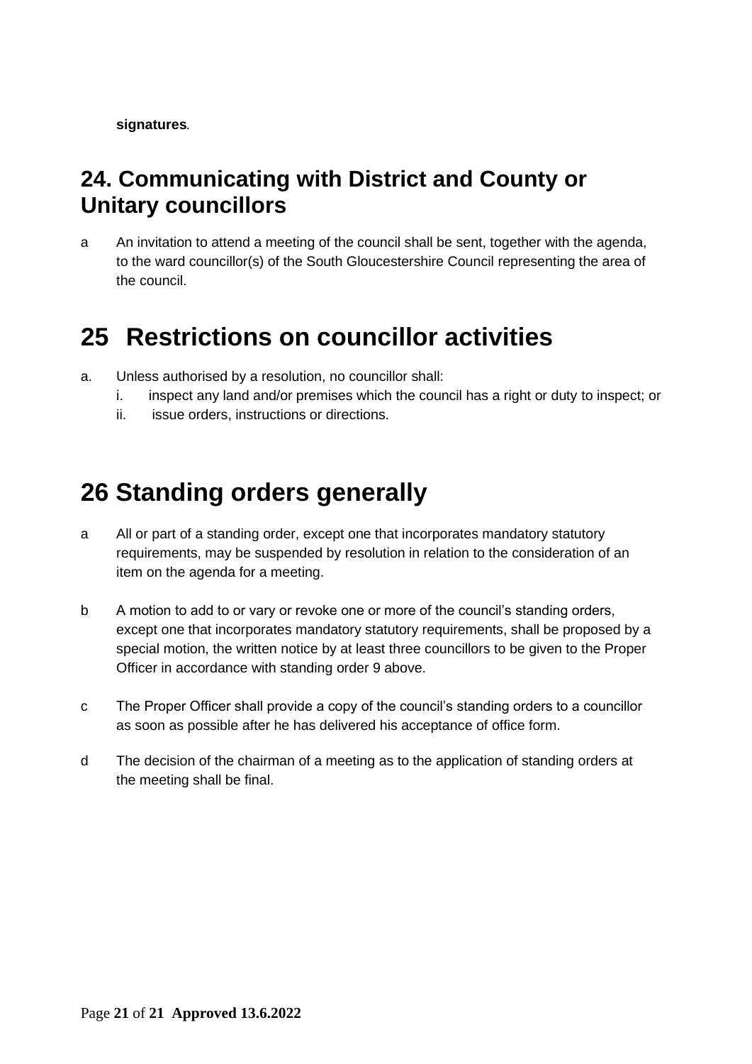**signatures**.

## 24. Communicating with District and County or Unitary councillors

a An invitation to attend a meeting of the council shall be sent, together with the agenda, to the ward councillor(s) of the South Gloucestershire Council representing the area of the council.

# 25 Restrictions on councillor activities

a. Unless authorised by a resolution, no councillor shall:
   i. inspect any land and/or premises which the council has a right or duty to inspect; or
   ii. issue orders, instructions or directions.

# 26 Standing orders generally

a All or part of a standing order, except one that incorporates mandatory statutory requirements, may be suspended by resolution in relation to the consideration of an item on the agenda for a meeting.

b A motion to add to or vary or revoke one or more of the council's standing orders, except one that incorporates mandatory statutory requirements, shall be proposed by a special motion, the written notice by at least three councillors to be given to the Proper Officer in accordance with standing order 9 above.

c The Proper Officer shall provide a copy of the council's standing orders to a councillor as soon as possible after he has delivered his acceptance of office form.

d The decision of the chairman of a meeting as to the application of standing orders at the meeting shall be final.

Approved 13.6.2022